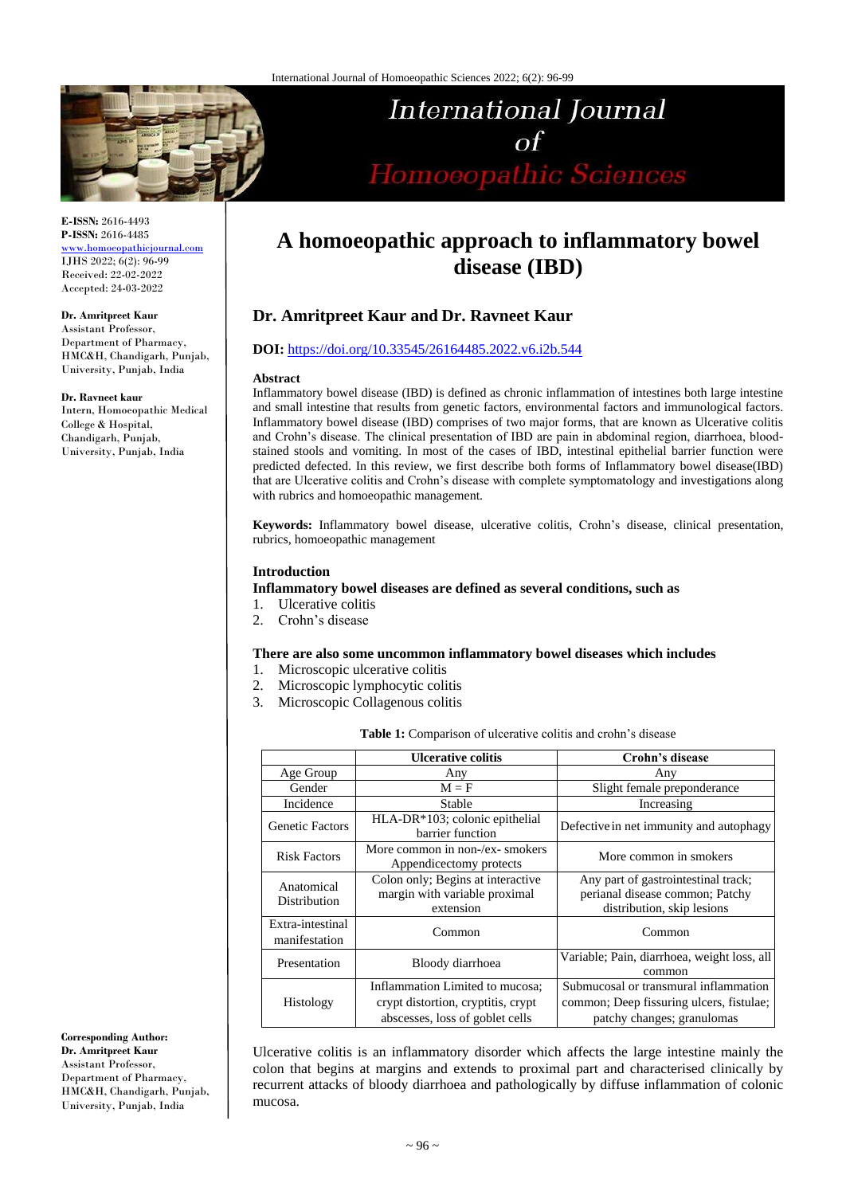# A homoeopathic approach to inflammatory bowel disease (IBD)

**Dr. Amritpreet Kaur and Dr. Ravneet Kaur**

**DOI:** https://doi.org/10.33545/26164485.2022.v6.i2b.544

**E-ISSN:** 2616-4493
**P-ISSN:** 2616-4485
www.homoeopathicjournal.com
IJHS 2022; 6(2): 96-99
Received: 22-02-2022
Accepted: 24-03-2022

**Dr. Amritpreet Kaur**
Assistant Professor, Department of Pharmacy, HMC&H, Chandigarh, Punjab, University, Punjab, India

**Dr. Ravneet kaur**
Intern, Homoeopathic Medical College & Hospital, Chandigarh, Punjab, University, Punjab, India

**Corresponding Author:**
**Dr. Amritpreet Kaur**
Assistant Professor, Department of Pharmacy, HMC&H, Chandigarh, Punjab, University, Punjab, India

### Abstract

Inflammatory bowel disease (IBD) is defined as chronic inflammation of intestines both large intestine and small intestine that results from genetic factors, environmental factors and immunological factors. Inflammatory bowel disease (IBD) comprises of two major forms, that are known as Ulcerative colitis and Crohn's disease. The clinical presentation of IBD are pain in abdominal region, diarrhoea, blood-stained stools and vomiting. In most of the cases of IBD, intestinal epithelial barrier function were predicted defected. In this review, we first describe both forms of Inflammatory bowel disease(IBD) that are Ulcerative colitis and Crohn's disease with complete symptomatology and investigations along with rubrics and homoeopathic management.

**Keywords:** Inflammatory bowel disease, ulcerative colitis, Crohn's disease, clinical presentation, rubrics, homoeopathic management

### Introduction

**Inflammatory bowel diseases are defined as several conditions, such as**

1. Ulcerative colitis
2. Crohn's disease

**There are also some uncommon inflammatory bowel diseases which includes**

1. Microscopic ulcerative colitis
2. Microscopic lymphocytic colitis
3. Microscopic Collagenous colitis

**Table 1:** Comparison of ulcerative colitis and crohn's disease

| | Ulcerative colitis | Crohn's disease |
|---|---|---|
| Age Group | Any | Any |
| Gender | M = F | Slight female preponderance |
| Incidence | Stable | Increasing |
| Genetic Factors | HLA-DR*103; colonic epithelial barrier function | Defective in net immunity and autophagy |
| Risk Factors | More common in non-/ex- smokers Appendicectomy protects | More common in smokers |
| Anatomical Distribution | Colon only; Begins at interactive margin with variable proximal extension | Any part of gastrointestinal track; perianal disease common; Patchy distribution, skip lesions |
| Extra-intestinal manifestation | Common | Common |
| Presentation | Bloody diarrhoea | Variable; Pain, diarrhoea, weight loss, all common |
| Histology | Inflammation Limited to mucosa; crypt distortion, cryptitis, crypt abscesses, loss of goblet cells | Submucosal or transmural inflammation common; Deep fissuring ulcers, fistulae; patchy changes; granulomas |

Ulcerative colitis is an inflammatory disorder which affects the large intestine mainly the colon that begins at margins and extends to proximal part and characterised clinically by recurrent attacks of bloody diarrhoea and pathologically by diffuse inflammation of colonic mucosa.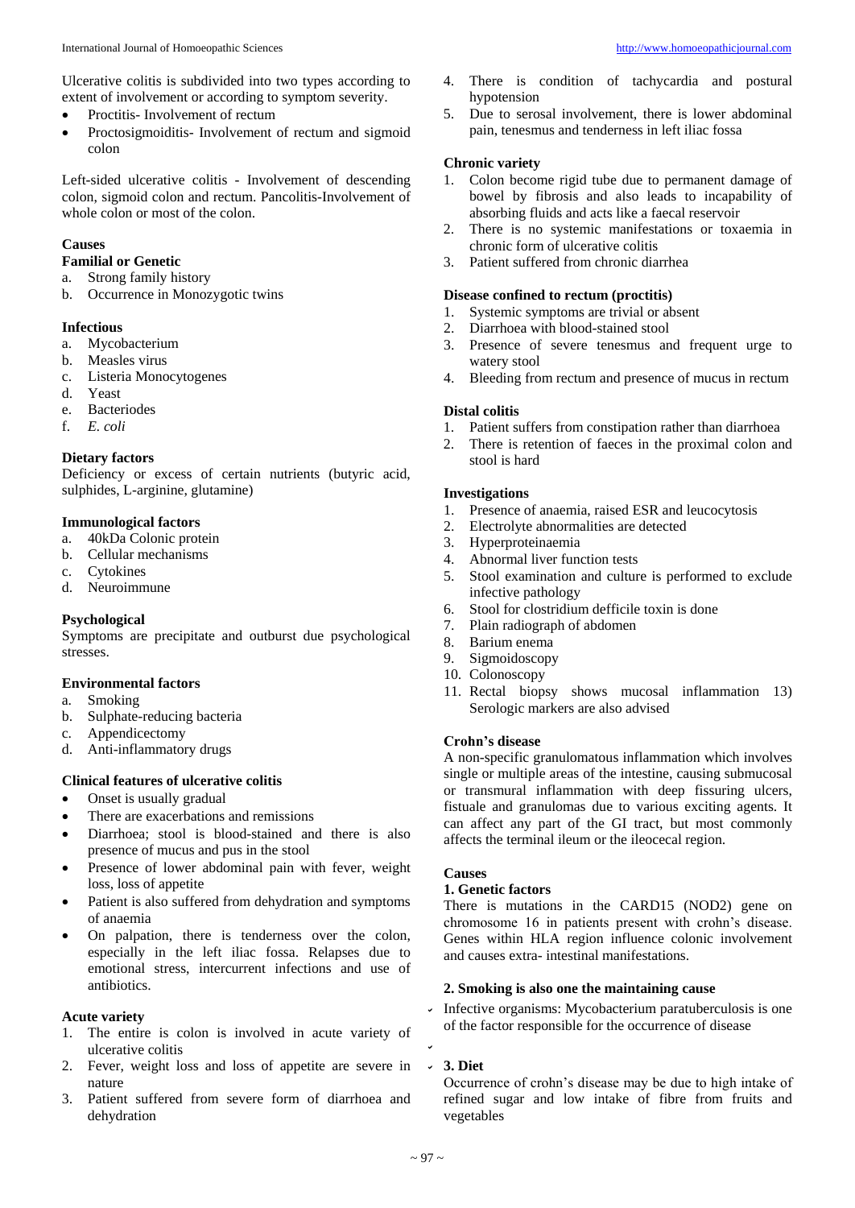Ulcerative colitis is subdivided into two types according to extent of involvement or according to symptom severity.

- Proctitis- Involvement of rectum
- Proctosigmoiditis- Involvement of rectum and sigmoid colon

Left-sided ulcerative colitis - Involvement of descending colon, sigmoid colon and rectum. Pancolitis-Involvement of whole colon or most of the colon.

**Causes**

**Familial or Genetic**

a. Strong family history
b. Occurrence in Monozygotic twins

**Infectious**

a. Mycobacterium
b. Measles virus
c. Listeria Monocytogenes
d. Yeast
e. Bacteriodes
f. *E. coli*

**Dietary factors**

Deficiency or excess of certain nutrients (butyric acid, sulphides, L-arginine, glutamine)

**Immunological factors**

a. 40kDa Colonic protein
b. Cellular mechanisms
c. Cytokines
d. Neuroimmune

**Psychological**

Symptoms are precipitate and outburst due psychological stresses.

**Environmental factors**

a. Smoking
b. Sulphate-reducing bacteria
c. Appendicectomy
d. Anti-inflammatory drugs

**Clinical features of ulcerative colitis**

- Onset is usually gradual
- There are exacerbations and remissions
- Diarrhoea; stool is blood-stained and there is also presence of mucus and pus in the stool
- Presence of lower abdominal pain with fever, weight loss, loss of appetite
- Patient is also suffered from dehydration and symptoms of anaemia
- On palpation, there is tenderness over the colon, especially in the left iliac fossa. Relapses due to emotional stress, intercurrent infections and use of antibiotics.

**Acute variety**

1. The entire is colon is involved in acute variety of ulcerative colitis
2. Fever, weight loss and loss of appetite are severe in nature
3. Patient suffered from severe form of diarrhoea and dehydration
4. There is condition of tachycardia and postural hypotension
5. Due to serosal involvement, there is lower abdominal pain, tenesmus and tenderness in left iliac fossa

**Chronic variety**

1. Colon become rigid tube due to permanent damage of bowel by fibrosis and also leads to incapability of absorbing fluids and acts like a faecal reservoir
2. There is no systemic manifestations or toxaemia in chronic form of ulcerative colitis
3. Patient suffered from chronic diarrhea

**Disease confined to rectum (proctitis)**

1. Systemic symptoms are trivial or absent
2. Diarrhoea with blood-stained stool
3. Presence of severe tenesmus and frequent urge to watery stool
4. Bleeding from rectum and presence of mucus in rectum

**Distal colitis**

1. Patient suffers from constipation rather than diarrhoea
2. There is retention of faeces in the proximal colon and stool is hard

**Investigations**

1. Presence of anaemia, raised ESR and leucocytosis
2. Electrolyte abnormalities are detected
3. Hyperproteinaemia
4. Abnormal liver function tests
5. Stool examination and culture is performed to exclude infective pathology
6. Stool for clostridium defficile toxin is done
7. Plain radiograph of abdomen
8. Barium enema
9. Sigmoidoscopy
10. Colonoscopy
11. Rectal biopsy shows mucosal inflammation 13) Serologic markers are also advised

**Crohn's disease**

A non-specific granulomatous inflammation which involves single or multiple areas of the intestine, causing submucosal or transmural inflammation with deep fissuring ulcers, fistuale and granulomas due to various exciting agents. It can affect any part of the GI tract, but most commonly affects the terminal ileum or the ileocecal region.

**Causes**

**1. Genetic factors**

There is mutations in the CARD15 (NOD2) gene on chromosome 16 in patients present with crohn's disease. Genes within HLA region influence colonic involvement and causes extra- intestinal manifestations.

**2. Smoking is also one the maintaining cause**

- Infective organisms: Mycobacterium paratuberculosis is one of the factor responsible for the occurrence of disease

**3. Diet**

Occurrence of crohn's disease may be due to high intake of refined sugar and low intake of fibre from fruits and vegetables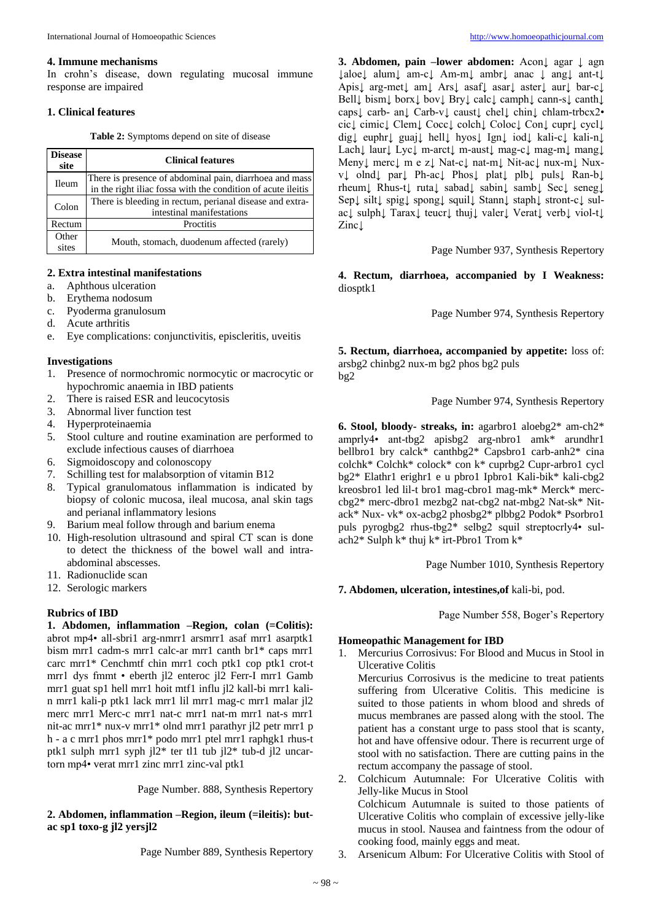#### 4. Immune mechanisms

In crohn's disease, down regulating mucosal immune response are impaired

#### 1. Clinical features

**Table 2:** Symptoms depend on site of disease

| Disease site | Clinical features |
|---|---|
| Ileum | There is presence of abdominal pain, diarrhoea and mass in the right iliac fossa with the condition of acute ileitis |
| Colon | There is bleeding in rectum, perianal disease and extra-intestinal manifestations |
| Rectum | Proctitis |
| Other sites | Mouth, stomach, duodenum affected (rarely) |

#### 2. Extra intestinal manifestations

a. Aphthous ulceration
b. Erythema nodosum
c. Pyoderma granulosum
d. Acute arthritis
e. Eye complications: conjunctivitis, episcleritis, uveitis

#### Investigations

1. Presence of normochromic normocytic or macrocytic or hypochromic anaemia in IBD patients
2. There is raised ESR and leucocytosis
3. Abnormal liver function test
4. Hyperproteinaemia
5. Stool culture and routine examination are performed to exclude infectious causes of diarrhoea
6. Sigmoidoscopy and colonoscopy
7. Schilling test for malabsorption of vitamin B12
8. Typical granulomatous inflammation is indicated by biopsy of colonic mucosa, ileal mucosa, anal skin tags and perianal inflammatory lesions
9. Barium meal follow through and barium enema
10. High-resolution ultrasound and spiral CT scan is done to detect the thickness of the bowel wall and intra-abdominal abscesses.
11. Radionuclide scan
12. Serologic markers

#### Rubrics of IBD

**1. Abdomen, inflammation –Region, colan (=Colitis):** abrot mp4• all-sbri1 arg-nmrr1 arsmrr1 asaf mrr1 asarptk1 bism mrr1 cadm-s mrr1 calc-ar mrr1 canth br1* caps mrr1 carc mrr1* Cenchmtf chin mrr1 coch ptk1 cop ptk1 crot-t mrr1 dys fmmt • eberth jl2 enteroc jl2 Ferr-I mrr1 Gamb mrr1 guat sp1 hell mrr1 hoit mtf1 influ jl2 kall-bi mrr1 kali-n mrr1 kali-p ptk1 lack mrr1 lil mrr1 mag-c mrr1 malar jl2 merc mrr1 Merc-c mrr1 nat-c mrr1 nat-m mrr1 nat-s mrr1 nit-ac mrr1* nux-v mrr1* olnd mrr1 parathyr jl2 petr mrr1 p h - a c mrr1 phos mrr1* podo mrr1 ptel mrr1 raphgk1 rhus-t ptk1 sulph mrr1 syph jl2* ter tl1 tub jl2* tub-d jl2 uncar-torn mp4• verat mrr1 zinc mrr1 zinc-val ptk1

Page Number. 888, Synthesis Repertory

**2. Abdomen, inflammation –Region, ileum (=ileitis): but-ac sp1 toxo-g jl2 yersjl2**

Page Number 889, Synthesis Repertory

**3. Abdomen, pain –lower abdomen:** Acon↓ agar ↓ agn ↓aloe↓ alum↓ am-c↓ Am-m↓ ambr↓ anac ↓ ang↓ ant-t↓ Apis↓ arg-met↓ am↓ Ars↓ asaf↓ asar↓ aster↓ aur↓ bar-c↓ Bell↓ bism↓ borx↓ bov↓ Bry↓ calc↓ camph↓ cann-s↓ canth↓ caps↓ carb- an↓ Carb-v↓ caust↓ chel↓ chin↓ chlam-trbcx2• cic↓ cimic↓ Clem↓ Cocc↓ colch↓ Coloc↓ Con↓ cupr↓ cycl↓ dig↓ euphr↓ guaj↓ hell↓ hyos↓ Ign↓ iod↓ kali-c↓ kali-n↓ Lach↓ laur↓ Lyc↓ m-arct↓ m-aust↓ mag-c↓ mag-m↓ mang↓ Meny↓ merc↓ m e z↓ Nat-c↓ nat-m↓ Nit-ac↓ nux-m↓ Nux-v↓ olnd↓ par↓ Ph-ac↓ Phos↓ plat↓ plb↓ puls↓ Ran-b↓ rheum↓ Rhus-t↓ ruta↓ sabad↓ sabin↓ samb↓ Sec↓ seneg↓ Sep↓ silt↓ spig↓ spong↓ squil↓ Stann↓ staph↓ stront-c↓ sul-ac↓ sulph↓ Tarax↓ teucr↓ thuj↓ valer↓ Verat↓ verb↓ viol-t↓ Zinc↓

Page Number 937, Synthesis Repertory

**4. Rectum, diarrhoea, accompanied by I Weakness:** diosptk1

Page Number 974, Synthesis Repertory

**5. Rectum, diarrhoea, accompanied by appetite:** loss of: arsbg2 chinbg2 nux-m bg2 phos bg2 puls bg2

Page Number 974, Synthesis Repertory

**6. Stool, bloody- streaks, in:** agarbro1 aloebg2* am-ch2* amprly4• ant-tbg2 apisbg2 arg-nbro1 amk* arundhr1 bellbro1 bry calck* canthbg2* Capsbro1 carb-anh2* cina colchk* Colchk* colock* con k* cuprbg2 Cupr-arbro1 cycl bg2* Elathr1 erighr1 e u pbro1 Ipbro1 Kali-bik* kali-cbg2 kreosbro1 led lil-t bro1 mag-cbro1 mag-mk* Merck* merc-cbg2* merc-dbro1 mezbg2 nat-cbg2 nat-mbg2 Nat-sk* Nit-ack* Nux- vk* ox-acbg2 phosbg2* plbbg2 Podok* Psorbro1 puls pyrogbg2 rhus-tbg2* selbg2 squil streptocrly4• sul-ach2* Sulph k* thuj k* irt-Pbro1 Trom k*

Page Number 1010, Synthesis Repertory

**7. Abdomen, ulceration, intestines,of** kali-bi, pod.

Page Number 558, Boger's Repertory

#### Homeopathic Management for IBD

1. Mercurius Corrosivus: For Blood and Mucus in Stool in Ulcerative Colitis
   Mercurius Corrosivus is the medicine to treat patients suffering from Ulcerative Colitis. This medicine is suited to those patients in whom blood and shreds of mucus membranes are passed along with the stool. The patient has a constant urge to pass stool that is scanty, hot and have offensive odour. There is recurrent urge of stool with no satisfaction. There are cutting pains in the rectum accompany the passage of stool.
2. Colchicum Autumnale: For Ulcerative Colitis with Jelly-like Mucus in Stool
   Colchicum Autumnale is suited to those patients of Ulcerative Colitis who complain of excessive jelly-like mucus in stool. Nausea and faintness from the odour of cooking food, mainly eggs and meat.
3. Arsenicum Album: For Ulcerative Colitis with Stool of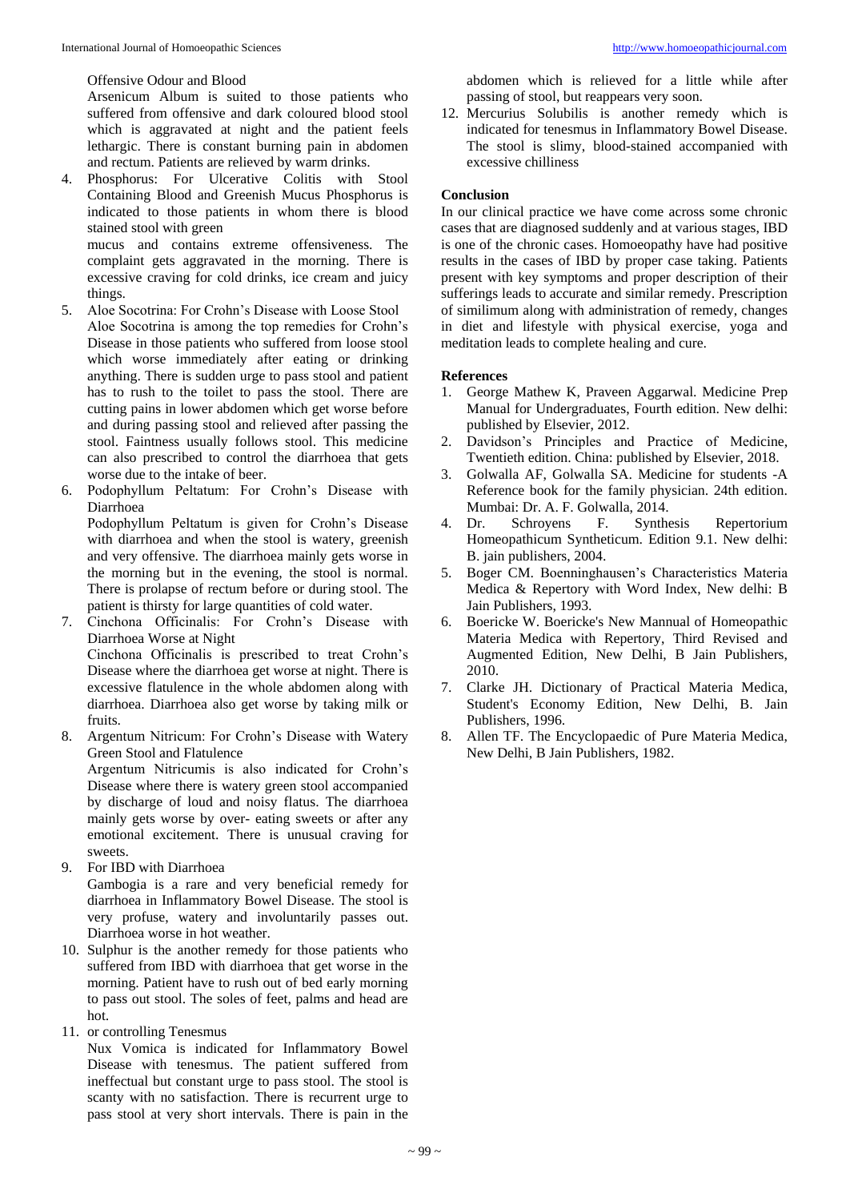Offensive Odour and Blood

Arsenicum Album is suited to those patients who suffered from offensive and dark coloured blood stool which is aggravated at night and the patient feels lethargic. There is constant burning pain in abdomen and rectum. Patients are relieved by warm drinks.

4. Phosphorus: For Ulcerative Colitis with Stool Containing Blood and Greenish Mucus Phosphorus is indicated to those patients in whom there is blood stained stool with green
   mucus and contains extreme offensiveness. The complaint gets aggravated in the morning. There is excessive craving for cold drinks, ice cream and juicy things.
5. Aloe Socotrina: For Crohn's Disease with Loose Stool
   Aloe Socotrina is among the top remedies for Crohn's Disease in those patients who suffered from loose stool which worse immediately after eating or drinking anything. There is sudden urge to pass stool and patient has to rush to the toilet to pass the stool. There are cutting pains in lower abdomen which get worse before and during passing stool and relieved after passing the stool. Faintness usually follows stool. This medicine can also prescribed to control the diarrhoea that gets worse due to the intake of beer.
6. Podophyllum Peltatum: For Crohn's Disease with Diarrhoea
   Podophyllum Peltatum is given for Crohn's Disease with diarrhoea and when the stool is watery, greenish and very offensive. The diarrhoea mainly gets worse in the morning but in the evening, the stool is normal. There is prolapse of rectum before or during stool. The patient is thirsty for large quantities of cold water.
7. Cinchona Officinalis: For Crohn's Disease with Diarrhoea Worse at Night
   Cinchona Officinalis is prescribed to treat Crohn's Disease where the diarrhoea get worse at night. There is excessive flatulence in the whole abdomen along with diarrhoea. Diarrhoea also get worse by taking milk or fruits.
8. Argentum Nitricum: For Crohn's Disease with Watery Green Stool and Flatulence
   Argentum Nitricumis is also indicated for Crohn's Disease where there is watery green stool accompanied by discharge of loud and noisy flatus. The diarrhoea mainly gets worse by over- eating sweets or after any emotional excitement. There is unusual craving for sweets.
9. For IBD with Diarrhoea
   Gambogia is a rare and very beneficial remedy for diarrhoea in Inflammatory Bowel Disease. The stool is very profuse, watery and involuntarily passes out. Diarrhoea worse in hot weather.
10. Sulphur is the another remedy for those patients who suffered from IBD with diarrhoea that get worse in the morning. Patient have to rush out of bed early morning to pass out stool. The soles of feet, palms and head are hot.
11. or controlling Tenesmus
    Nux Vomica is indicated for Inflammatory Bowel Disease with tenesmus. The patient suffered from ineffectual but constant urge to pass stool. The stool is scanty with no satisfaction. There is recurrent urge to pass stool at very short intervals. There is pain in the abdomen which is relieved for a little while after passing of stool, but reappears very soon.
12. Mercurius Solubilis is another remedy which is indicated for tenesmus in Inflammatory Bowel Disease. The stool is slimy, blood-stained accompanied with excessive chilliness

## Conclusion

In our clinical practice we have come across some chronic cases that are diagnosed suddenly and at various stages, IBD is one of the chronic cases. Homoeopathy have had positive results in the cases of IBD by proper case taking. Patients present with key symptoms and proper description of their sufferings leads to accurate and similar remedy. Prescription of similimum along with administration of remedy, changes in diet and lifestyle with physical exercise, yoga and meditation leads to complete healing and cure.

## References

1. George Mathew K, Praveen Aggarwal. Medicine Prep Manual for Undergraduates, Fourth edition. New delhi: published by Elsevier, 2012.
2. Davidson's Principles and Practice of Medicine, Twentieth edition. China: published by Elsevier, 2018.
3. Golwalla AF, Golwalla SA. Medicine for students -A Reference book for the family physician. 24th edition. Mumbai: Dr. A. F. Golwalla, 2014.
4. Dr. Schroyens F. Synthesis Repertorium Homeopathicum Syntheticum. Edition 9.1. New delhi: B. jain publishers, 2004.
5. Boger CM. Boenninghausen's Characteristics Materia Medica & Repertory with Word Index, New delhi: B Jain Publishers, 1993.
6. Boericke W. Boericke's New Mannual of Homeopathic Materia Medica with Repertory, Third Revised and Augmented Edition, New Delhi, B Jain Publishers, 2010.
7. Clarke JH. Dictionary of Practical Materia Medica, Student's Economy Edition, New Delhi, B. Jain Publishers, 1996.
8. Allen TF. The Encyclopaedic of Pure Materia Medica, New Delhi, B Jain Publishers, 1982.